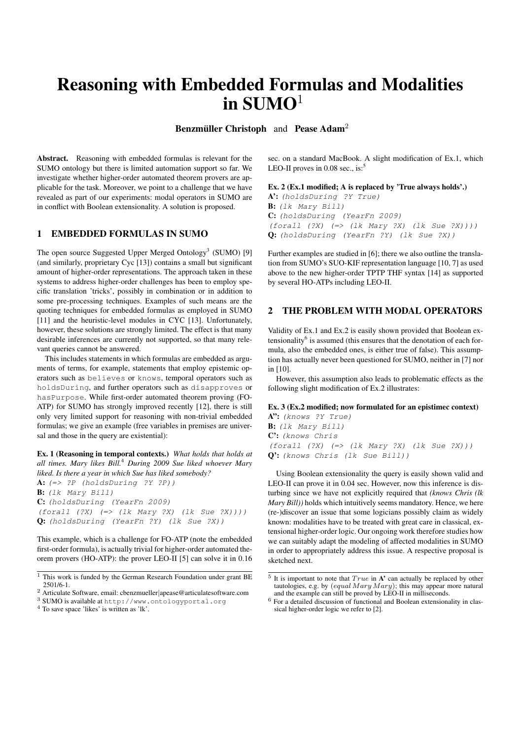# Reasoning with Embedded Formulas and Modalities in SUMO[1]

**Benzmüller Christoph** and **Pease Adam**[2]

**Abstract.** Reasoning with embedded formulas is relevant for the SUMO ontology but there is limited automation support so far. We investigate whether higher-order automated theorem provers are applicable for the task. Moreover, we point to a challenge that we have revealed as part of our experiments: modal operators in SUMO are in conflict with Boolean extensionality. A solution is proposed.

## 1 EMBEDDED FORMULAS IN SUMO

The open source Suggested Upper Merged Ontology[3] (SUMO) [9] (and similarly, proprietary Cyc [13]) contains a small but significant amount of higher-order representations. The approach taken in these systems to address higher-order challenges has been to employ specific translation 'tricks', possibly in combination or in addition to some pre-processing techniques. Examples of such means are the quoting techniques for embedded formulas as employed in SUMO [11] and the heuristic-level modules in CYC [13]. Unfortunately, however, these solutions are strongly limited. The effect is that many desirable inferences are currently not supported, so that many relevant queries cannot be answered.

This includes statements in which formulas are embedded as arguments of terms, for example, statements that employ epistemic operators such as `believes` or `knows`, temporal operators such as `holdsDuring`, and further operators such as `disapproves` or `hasPurpose`. While first-order automated theorem proving (FO-ATP) for SUMO has strongly improved recently [12], there is still only very limited support for reasoning with non-trivial embedded formulas; we give an example (free variables in premises are universal and those in the query are existential):

**Ex. 1 (Reasoning in temporal contexts.)** *What holds that holds at all times. Mary likes Bill.*[4] *During 2009 Sue liked whoever Mary liked. Is there a year in which Sue has liked somebody?*
**A:** `(=> ?P (holdsDuring ?Y ?P))`
**B:** `(lk Mary Bill)`
**C:** `(holdsDuring (YearFn 2009)`
`(forall (?X) (=> (lk Mary ?X) (lk Sue ?X))))`
**Q:** `(holdsDuring (YearFn ?Y) (lk Sue ?X))`

This example, which is a challenge for FO-ATP (note the embedded first-order formula), is actually trivial for higher-order automated theorem provers (HO-ATP): the prover LEO-II [5] can solve it in 0.16 sec. on a standard MacBook. A slight modification of Ex.1, which LEO-II proves in 0.08 sec., is:[5]

**Ex. 2 (Ex.1 modified; A is replaced by 'True always holds'.)**
**A':** `(holdsDuring ?Y True)`
**B:** `(lk Mary Bill)`
**C:** `(holdsDuring (YearFn 2009)`
`(forall (?X) (=> (lk Mary ?X) (lk Sue ?X))))`
**Q:** `(holdsDuring (YearFn ?Y) (lk Sue ?X))`

Further examples are studied in [6]; there we also outline the translation from SUMO's SUO-KIF representation language [10, 7] as used above to the new higher-order TPTP THF syntax [14] as supported by several HO-ATPs including LEO-II.

## 2 THE PROBLEM WITH MODAL OPERATORS

Validity of Ex.1 and Ex.2 is easily shown provided that Boolean extensionality[6] is assumed (this ensures that the denotation of each formula, also the embedded ones, is either true of false). This assumption has actually never been questioned for SUMO, neither in [7] nor in [10].

However, this assumption also leads to problematic effects as the following slight modification of Ex.2 illustrates:

**Ex. 3 (Ex.2 modified; now formulated for an epistimec context)**
**A'':** `(knows ?Y True)`
**B:** `(lk Mary Bill)`
**C':** `(knows Chris`
`(forall (?X) (=> (lk Mary ?X) (lk Sue ?X))))`
**Q':** `(knows Chris (lk Sue Bill))`

Using Boolean extensionality the query is easily shown valid and LEO-II can prove it in 0.04 sec. However, now this inference is disturbing since we have not explicitly required that *(knows Chris (lk Mary Bill))* holds which intuitively seems mandatory. Hence, we here (re-)discover an issue that some logicians possibly claim as widely known: modalities have to be treated with great care in classical, extensional higher-order logic. Our ongoing work therefore studies how we can suitably adapt the modeling of affected modalities in SUMO in order to appropriately address this issue. A respective proposal is sketched next.

---

[1] This work is funded by the German Research Foundation under grant BE 2501/6-1.

[2] Articulate Software, email: cbenzmueller|apease@articulatesoftware.com

[3] SUMO is available at `http://www.ontologyportal.org`

[4] To save space 'likes' is written as 'lk'.

[5] It is important to note that $True$ in **A'** can actually be replaced by other tautologies, e.g. by $(equal\ Mary\ Mary)$; this may appear more natural and the example can still be proved by LEO-II in milliseconds.

[6] For a detailed discussion of functional and Boolean extensionality in classical higher-order logic we refer to [2].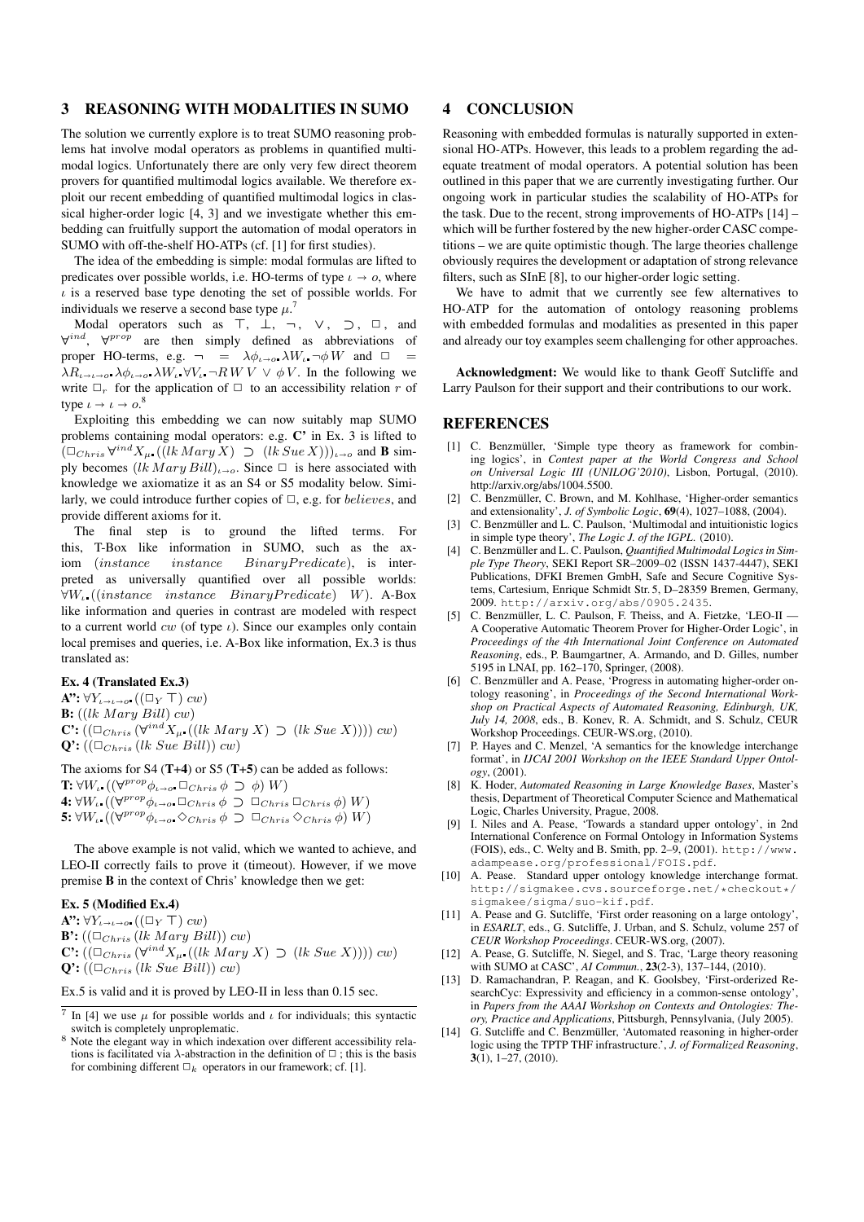## 3 REASONING WITH MODALITIES IN SUMO

The solution we currently explore is to treat SUMO reasoning problems hat involve modal operators as problems in quantified multimodal logics. Unfortunately there are only very few direct theorem provers for quantified multimodal logics available. We therefore exploit our recent embedding of quantified multimodal logics in classical higher-order logic [4, 3] and we investigate whether this embedding can fruitfully support the automation of modal operators in SUMO with off-the-shelf HO-ATPs (cf. [1] for first studies).

The idea of the embedding is simple: modal formulas are lifted to predicates over possible worlds, i.e. HO-terms of type $\iota \to o$, where $\iota$ is a reserved base type denoting the set of possible worlds. For individuals we reserve a second base type $\mu$.[7]

Modal operators such as $\top$, $\bot$, $\neg$, $\vee$, $\supset$, $\Box$, and $\forall^{ind}$, $\forall^{prop}$ are then simply defined as abbreviations of proper HO-terms, e.g. $\neg = \lambda\phi_{\iota\to o}\lambda W_\iota \neg\phi W$ and $\Box = \lambda R_{\iota\to\iota\to o}\lambda\phi_{\iota\to o}\lambda W_\iota \forall V_\iota \neg R\, W\, V \vee \phi V$. In the following we write $\Box_r$ for the application of $\Box$ to an accessibility relation $r$ of type $\iota \to \iota \to o$.[8]

Exploiting this embedding we can now suitably map SUMO problems containing modal operators: e.g. **C'** in Ex. 3 is lifted to $(\Box_{Chris} \forall^{ind} X_\mu ((lk\ Mary\ X) \supset (lk\ Sue\ X)))_{\iota\to o}$ and **B** simply becomes $(lk\ Mary\ Bill)_{\iota\to o}$. Since $\Box$ is here associated with knowledge we axiomatize it as an S4 or S5 modality below. Similarly, we could introduce further copies of $\Box$, e.g. for *believes*, and provide different axioms for it.

The final step is to ground the lifted terms. For this, T-Box like information in SUMO, such as the axiom $(instance\ \ instance\ \ BinaryPredicate)$, is interpreted as universally quantified over all possible worlds: $\forall W_\iota ((instance\ \ instance\ \ BinaryPredicate)\ W)$. A-Box like information and queries in contrast are modeled with respect to a current world $cw$ (of type $\iota$). Since our examples only contain local premises and queries, i.e. A-Box like information, Ex.3 is thus translated as:

**Ex. 4 (Translated Ex.3)**

**A'':** $\forall Y_{\iota\to\iota\to o} ((\Box_Y \top)\ cw)$
**B:** $((lk\ Mary\ Bill)\ cw)$
**C':** $((\Box_{Chris} (\forall^{ind} X_\mu ((lk\ Mary\ X) \supset (lk\ Sue\ X))))\ cw)$
**Q':** $((\Box_{Chris} (lk\ Sue\ Bill))\ cw)$

The axioms for S4 (**T**+**4**) or S5 (**T**+**5**) can be added as follows:
**T:** $\forall W_\iota ((\forall^{prop} \phi_{\iota\to o} \Box_{Chris}\, \phi \supset \phi)\ W)$
**4:** $\forall W_\iota ((\forall^{prop} \phi_{\iota\to o} \Box_{Chris}\, \phi \supset \Box_{Chris}\, \Box_{Chris}\, \phi)\ W)$
**5:** $\forall W_\iota ((\forall^{prop} \phi_{\iota\to o} \Diamond_{Chris}\, \phi \supset \Box_{Chris} \Diamond_{Chris}\, \phi)\ W)$

The above example is not valid, which we wanted to achieve, and LEO-II correctly fails to prove it (timeout). However, if we move premise **B** in the context of Chris' knowledge then we get:

**Ex. 5 (Modified Ex.4)**

**A'':** $\forall Y_{\iota\to\iota\to o} ((\Box_Y \top)\ cw)$
**B':** $((\Box_{Chris} (lk\ Mary\ Bill))\ cw)$
**C':** $((\Box_{Chris} (\forall^{ind} X_\mu ((lk\ Mary\ X) \supset (lk\ Sue\ X))))\ cw)$
**Q':** $((\Box_{Chris} (lk\ Sue\ Bill))\ cw)$

Ex.5 is valid and it is proved by LEO-II in less than 0.15 sec.

[7] In [4] we use $\mu$ for possible worlds and $\iota$ for individuals; this syntactic switch is completely unproplematic.

[8] Note the elegant way in which indexation over different accessibility relations is facilitated via $\lambda$-abstraction in the definition of $\Box$ ; this is the basis for combining different $\Box_k$ operators in our framework; cf. [1].

## 4 CONCLUSION

Reasoning with embedded formulas is naturally supported in extensional HO-ATPs. However, this leads to a problem regarding the adequate treatment of modal operators. A potential solution has been outlined in this paper that we are currently investigating further. Our ongoing work in particular studies the scalability of HO-ATPs for the task. Due to the recent, strong improvements of HO-ATPs [14] – which will be further fostered by the new higher-order CASC competitions – we are quite optimistic though. The large theories challenge obviously requires the development or adaptation of strong relevance filters, such as SInE [8], to our higher-order logic setting.

We have to admit that we currently see few alternatives to HO-ATP for the automation of ontology reasoning problems with embedded formulas and modalities as presented in this paper and already our toy examples seem challenging for other approaches.

**Acknowledgment:** We would like to thank Geoff Sutcliffe and Larry Paulson for their support and their contributions to our work.

## REFERENCES

[1] C. Benzmüller, 'Simple type theory as framework for combining logics', in *Contest paper at the World Congress and School on Universal Logic III (UNILOG'2010)*, Lisbon, Portugal, (2010). http://arxiv.org/abs/1004.5500.

[2] C. Benzmüller, C. Brown, and M. Kohlhase, 'Higher-order semantics and extensionality', *J. of Symbolic Logic*, **69**(4), 1027–1088, (2004).

[3] C. Benzmüller and L. C. Paulson, 'Multimodal and intuitionistic logics in simple type theory', *The Logic J. of the IGPL*. (2010).

[4] C. Benzmüller and L. C. Paulson, *Quantified Multimodal Logics in Simple Type Theory*, SEKI Report SR–2009–02 (ISSN 1437-4447), SEKI Publications, DFKI Bremen GmbH, Safe and Secure Cognitive Systems, Cartesium, Enrique Schmidt Str. 5, D–28359 Bremen, Germany, 2009. http://arxiv.org/abs/0905.2435.

[5] C. Benzmüller, L. C. Paulson, F. Theiss, and A. Fietzke, 'LEO-II — A Cooperative Automatic Theorem Prover for Higher-Order Logic', in *Proceedings of the 4th International Joint Conference on Automated Reasoning*, eds., P. Baumgartner, A. Armando, and D. Gilles, number 5195 in LNAI, pp. 162–170, Springer, (2008).

[6] C. Benzmüller and A. Pease, 'Progress in automating higher-order ontology reasoning', in *Proceedings of the Second International Workshop on Practical Aspects of Automated Reasoning, Edinburgh, UK, July 14, 2008*, eds., B. Konev, R. A. Schmidt, and S. Schulz, CEUR Workshop Proceedings. CEUR-WS.org, (2010).

[7] P. Hayes and C. Menzel, 'A semantics for the knowledge interchange format', in *IJCAI 2001 Workshop on the IEEE Standard Upper Ontology*, (2001).

[8] K. Hoder, *Automated Reasoning in Large Knowledge Bases*, Master's thesis, Department of Theoretical Computer Science and Mathematical Logic, Charles University, Prague, 2008.

[9] I. Niles and A. Pease, 'Towards a standard upper ontology', in 2nd International Conference on Formal Ontology in Information Systems (FOIS), eds., C. Welty and B. Smith, pp. 2–9, (2001). http://www.adampease.org/professional/FOIS.pdf.

[10] A. Pease. Standard upper ontology knowledge interchange format. http://sigmakee.cvs.sourceforge.net/*checkout*/sigmakee/sigma/suo-kif.pdf.

[11] A. Pease and G. Sutcliffe, 'First order reasoning on a large ontology', in *ESARLT*, eds., G. Sutcliffe, J. Urban, and S. Schulz, volume 257 of *CEUR Workshop Proceedings*. CEUR-WS.org, (2007).

[12] A. Pease, G. Sutcliffe, N. Siegel, and S. Trac, 'Large theory reasoning with SUMO at CASC', *AI Commun.*, **23**(2-3), 137–144, (2010).

[13] D. Ramachandran, P. Reagan, and K. Goolsbey, 'First-orderized ResearchCyc: Expressivity and efficiency in a common-sense ontology', in *Papers from the AAAI Workshop on Contexts and Ontologies: Theory, Practice and Applications*, Pittsburgh, Pennsylvania, (July 2005).

[14] G. Sutcliffe and C. Benzmüller, 'Automated reasoning in higher-order logic using the TPTP THF infrastructure.', *J. of Formalized Reasoning*, **3**(1), 1–27, (2010).